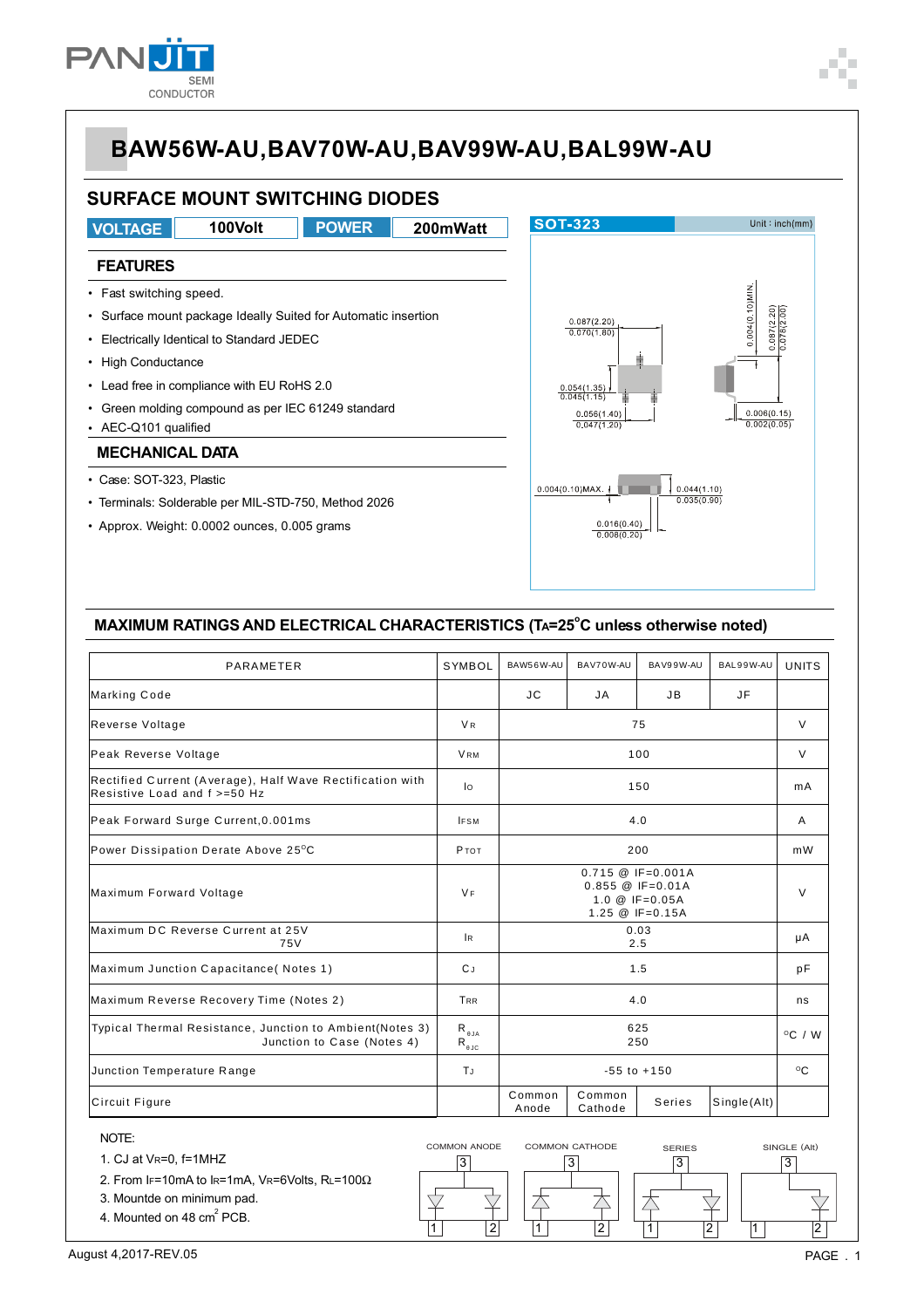# BAW56W-AU,BAV70W-AU,BAV99W-AU,BAL99W-AU

## SURFACE MOUNT SWITCHING DIODES

| VOLTAGE | 100Volt | POWER | 200mWatt |
|---|---|---|---|

### FEATURES

- Fast switching speed.
- Surface mount package Ideally Suited for Automatic insertion
- Electrically Identical to Standard JEDEC
- High Conductance
- Lead free in compliance with EU RoHS 2.0
- Green molding compound as per IEC 61249 standard
- AEC-Q101 qualified

### MECHANICAL DATA

- Case: SOT-323, Plastic
- Terminals: Solderable per MIL-STD-750, Method 2026
- Approx. Weight: 0.0002 ounces, 0.005 grams

**SOT-323** Unit : inch(mm)

0.087(2.20) 0.070(1.80)
0.054(1.35) 0.045(1.15)
0.056(1.40) 0.047(1.20)
0.004(0.10)MIN.
0.087(2.20) 0.078(2.00)
0.006(0.15) 0.002(0.05)
0.004(0.10)MAX.
0.044(1.10) 0.035(0.90)
0.016(0.40) 0.008(0.20)

## MAXIMUM RATINGS AND ELECTRICAL CHARACTERISTICS ($T_A$=25°C unless otherwise noted)

| PARAMETER | SYMBOL | BAW56W-AU | BAV70W-AU | BAV99W-AU | BAL99W-AU | UNITS |
|---|---|---|---|---|---|---|
| Marking Code | | JC | JA | JB | JF | |
| Reverse Voltage | $V_R$ | 75 | | | | V |
| Peak Reverse Voltage | $V_{RM}$ | 100 | | | | V |
| Rectified Current (Average), Half Wave Rectification with Resistive Load and f >=50 Hz | $I_O$ | 150 | | | | mA |
| Peak Forward Surge Current,0.001ms | $I_{FSM}$ | 4.0 | | | | A |
| Power Dissipation Derate Above 25°C | $P_{TOT}$ | 200 | | | | mW |
| Maximum Forward Voltage | $V_F$ | 0.715 @ IF=0.001A<br>0.855 @ IF=0.01A<br>1.0 @ IF=0.05A<br>1.25 @ IF=0.15A | | | | V |
| Maximum DC Reverse Current at 25V<br>75V | $I_R$ | 0.03<br>2.5 | | | | μA |
| Maximum Junction Capacitance( Notes 1) | $C_J$ | 1.5 | | | | pF |
| Maximum Reverse Recovery Time (Notes 2) | $T_{RR}$ | 4.0 | | | | ns |
| Typical Thermal Resistance, Junction to Ambient(Notes 3)<br>Junction to Case (Notes 4) | $R_{\theta JA}$<br>$R_{\theta JC}$ | 625<br>250 | | | | °C / W |
| Junction Temperature Range | $T_J$ | -55 to +150 | | | | °C |
| Circuit Figure | | Common Anode | Common Cathode | Series | Single(Alt) | |

NOTE:

1. CJ at $V_R$=0, f=1MHZ
2. From $I_F$=10mA to $I_R$=1mA, $V_R$=6Volts, $R_L$=100Ω
3. Mountde on minimum pad.
4. Mounted on 48 cm² PCB.

COMMON ANODE — COMMON CATHODE — SERIES — SINGLE (Alt)

August 4,2017-REV.05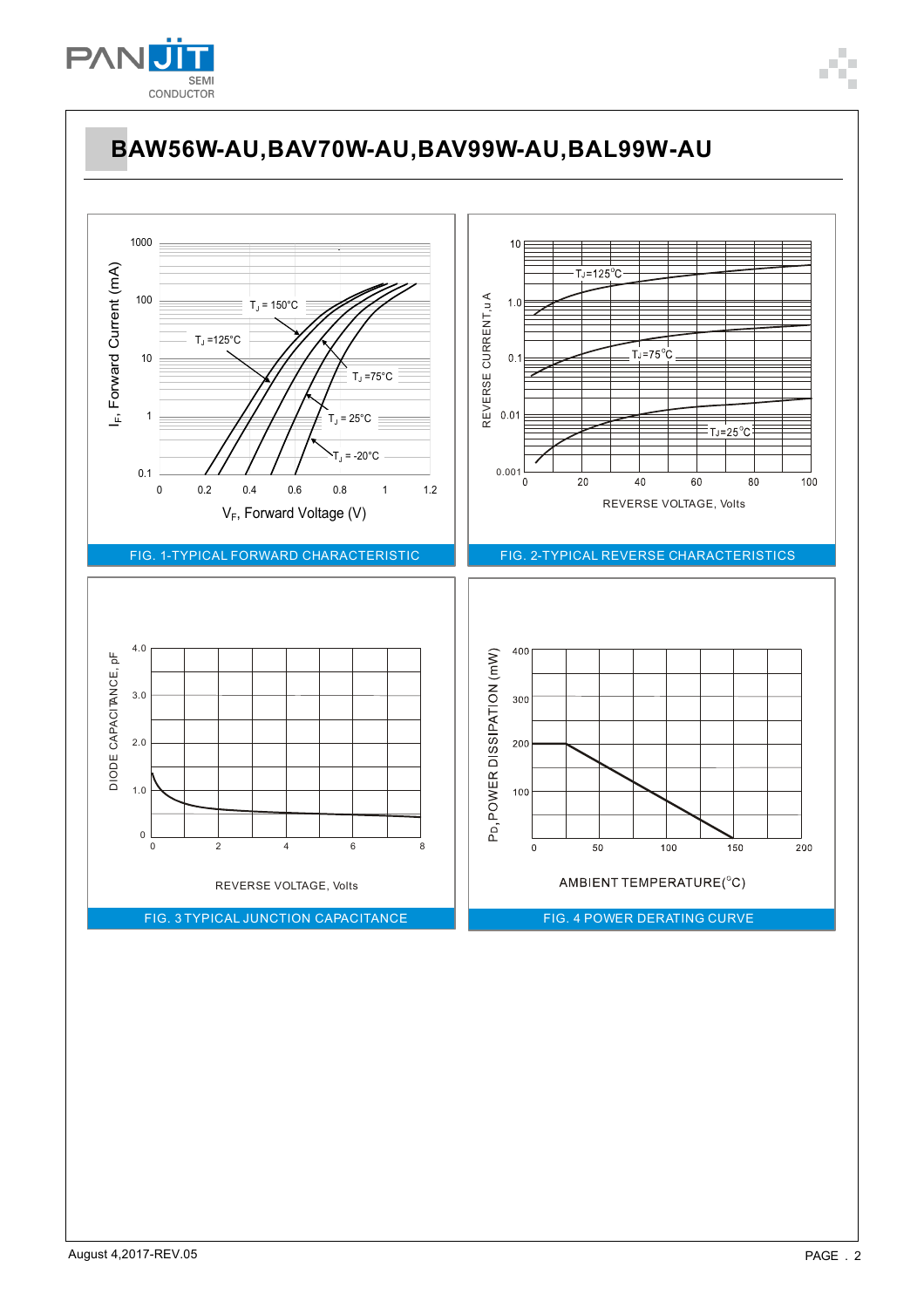# BAW56W-AU,BAV70W-AU,BAV99W-AU,BAL99W-AU

FIG. 1-TYPICAL FORWARD CHARACTERISTIC

FIG. 2-TYPICAL REVERSE CHARACTERISTICS

FIG. 3 TYPICAL JUNCTION CAPACITANCE

FIG. 4 POWER DERATING CURVE

August 4,2017-REV.05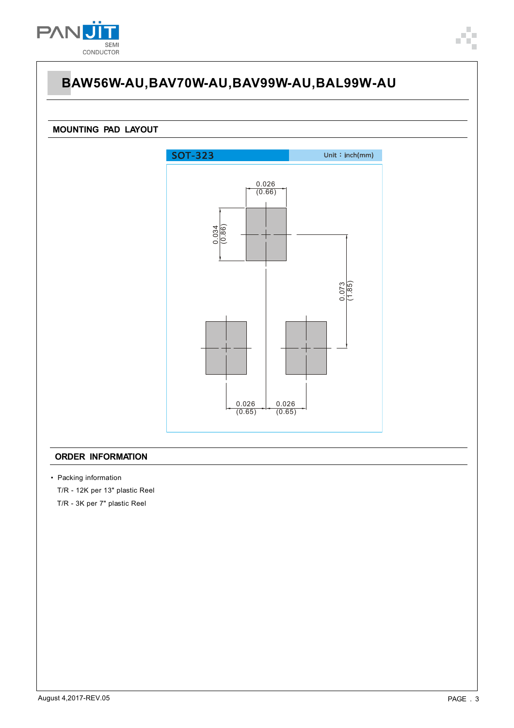# BAW56W-AU,BAV70W-AU,BAV99W-AU,BAL99W-AU

## MOUNTING PAD LAYOUT

SOT-323 Unit：inch(mm)

0.026 (0.66)

0.034 (0.86)

0.073 (1.85)

0.026 (0.65) 0.026 (0.65)

## ORDER INFORMATION

- Packing information

  T/R - 12K per 13" plastic Reel

  T/R - 3K per 7" plastic Reel

August 4,2017-REV.05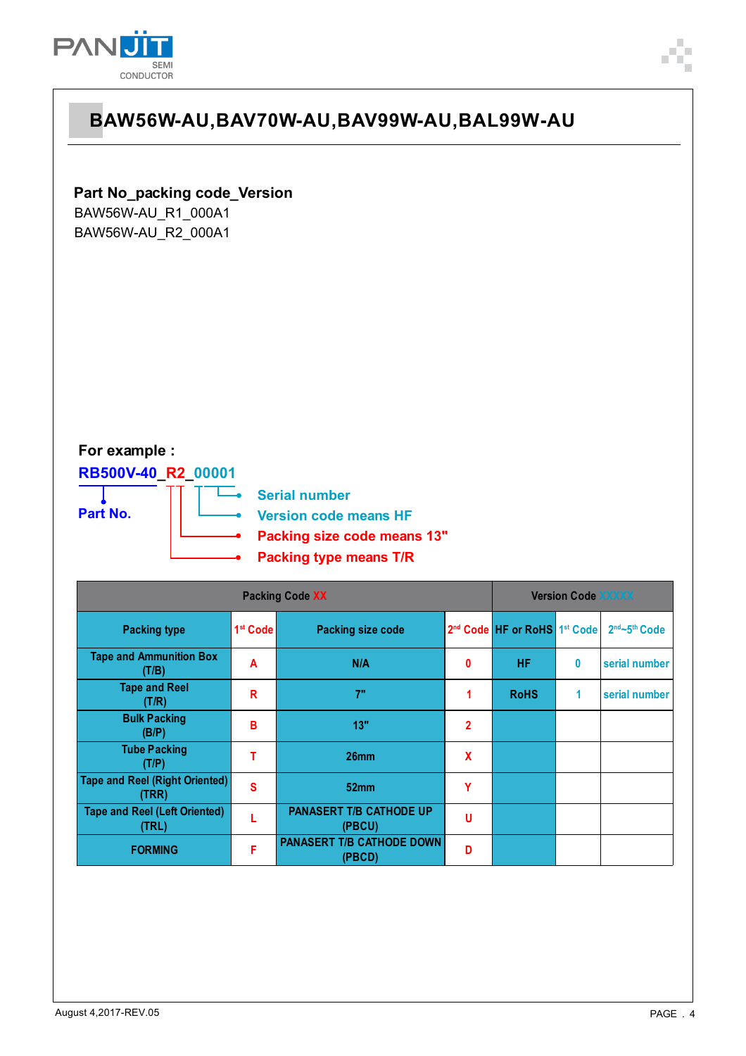# BAW56W-AU,BAV70W-AU,BAV99W-AU,BAL99W-AU

**Part No_packing code_Version**

BAW56W-AU_R1_000A1

BAW56W-AU_R2_000A1

**For example :**

**RB500V-40_R2_00001**

- **Part No.**
- **Serial number**
- **Version code means HF**
- **Packing size code means 13"**
- **Packing type means T/R**

| Packing Code XX | | | | Version Code XXXXX | | |
|---|---|---|---|---|---|---|
| Packing type | 1st Code | Packing size code | 2nd Code | HF or RoHS | 1st Code | 2nd~5th Code |
| Tape and Ammunition Box (T/B) | A | N/A | 0 | HF | 0 | serial number |
| Tape and Reel (T/R) | R | 7" | 1 | RoHS | 1 | serial number |
| Bulk Packing (B/P) | B | 13" | 2 | | | |
| Tube Packing (T/P) | T | 26mm | X | | | |
| Tape and Reel (Right Oriented) (TRR) | S | 52mm | Y | | | |
| Tape and Reel (Left Oriented) (TRL) | L | PANASERT T/B CATHODE UP (PBCU) | U | | | |
| FORMING | F | PANASERT T/B CATHODE DOWN (PBCD) | D | | | |

August 4,2017-REV.05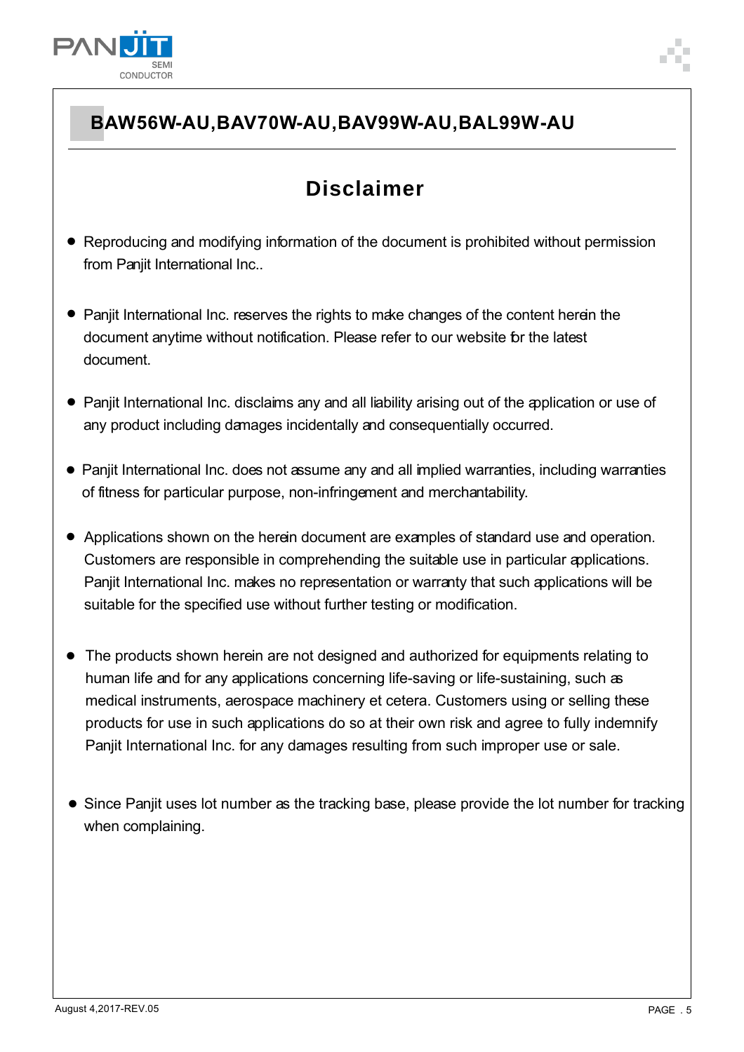# BAW56W-AU,BAV70W-AU,BAV99W-AU,BAL99W-AU

## Disclaimer

- Reproducing and modifying information of the document is prohibited without permission from Panjit International Inc..

- Panjit International Inc. reserves the rights to make changes of the content herein the document anytime without notification. Please refer to our website for the latest document.

- Panjit International Inc. disclaims any and all liability arising out of the application or use of any product including damages incidentally and consequentially occurred.

- Panjit International Inc. does not assume any and all implied warranties, including warranties of fitness for particular purpose, non-infringement and merchantability.

- Applications shown on the herein document are examples of standard use and operation. Customers are responsible in comprehending the suitable use in particular applications. Panjit International Inc. makes no representation or warranty that such applications will be suitable for the specified use without further testing or modification.

- The products shown herein are not designed and authorized for equipments relating to human life and for any applications concerning life-saving or life-sustaining, such as medical instruments, aerospace machinery et cetera. Customers using or selling these products for use in such applications do so at their own risk and agree to fully indemnify Panjit International Inc. for any damages resulting from such improper use or sale.

- Since Panjit uses lot number as the tracking base, please provide the lot number for tracking when complaining.

August 4,2017-REV.05